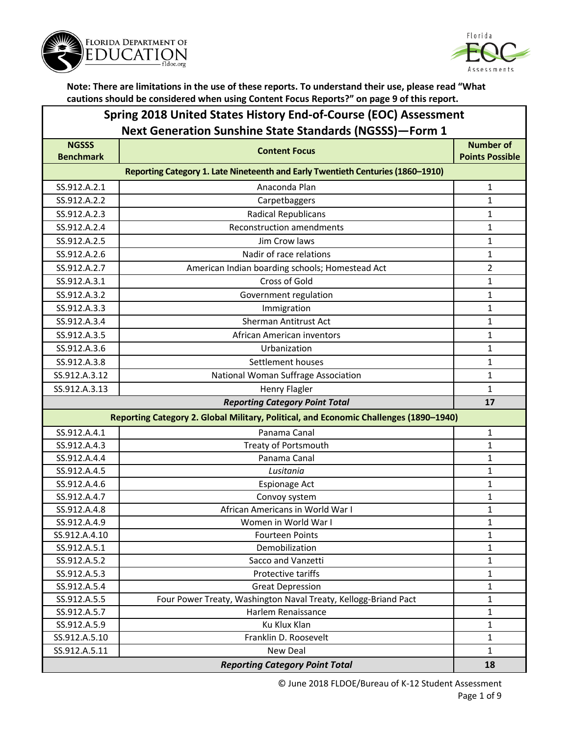**Note: There are limitations in the use of these reports. To understand their use, please read "What cautions should be considered when using Content Focus Reports?" on page 9 of this report.**

## Spring 2018 United States History End-of-Course (EOC) Assessment Next Generation Sunshine State Standards (NGSSS)—Form 1

| NGSSS Benchmark | Content Focus | Number of Points Possible |
|---|---|---|
| **Reporting Category 1. Late Nineteenth and Early Twentieth Centuries (1860–1910)** | | |
| SS.912.A.2.1 | Anaconda Plan | 1 |
| SS.912.A.2.2 | Carpetbaggers | 1 |
| SS.912.A.2.3 | Radical Republicans | 1 |
| SS.912.A.2.4 | Reconstruction amendments | 1 |
| SS.912.A.2.5 | Jim Crow laws | 1 |
| SS.912.A.2.6 | Nadir of race relations | 1 |
| SS.912.A.2.7 | American Indian boarding schools; Homestead Act | 2 |
| SS.912.A.3.1 | Cross of Gold | 1 |
| SS.912.A.3.2 | Government regulation | 1 |
| SS.912.A.3.3 | Immigration | 1 |
| SS.912.A.3.4 | Sherman Antitrust Act | 1 |
| SS.912.A.3.5 | African American inventors | 1 |
| SS.912.A.3.6 | Urbanization | 1 |
| SS.912.A.3.8 | Settlement houses | 1 |
| SS.912.A.3.12 | National Woman Suffrage Association | 1 |
| SS.912.A.3.13 | Henry Flagler | 1 |
| | ***Reporting Category Point Total*** | **17** |
| **Reporting Category 2. Global Military, Political, and Economic Challenges (1890–1940)** | | |
| SS.912.A.4.1 | Panama Canal | 1 |
| SS.912.A.4.3 | Treaty of Portsmouth | 1 |
| SS.912.A.4.4 | Panama Canal | 1 |
| SS.912.A.4.5 | *Lusitania* | 1 |
| SS.912.A.4.6 | Espionage Act | 1 |
| SS.912.A.4.7 | Convoy system | 1 |
| SS.912.A.4.8 | African Americans in World War I | 1 |
| SS.912.A.4.9 | Women in World War I | 1 |
| SS.912.A.4.10 | Fourteen Points | 1 |
| SS.912.A.5.1 | Demobilization | 1 |
| SS.912.A.5.2 | Sacco and Vanzetti | 1 |
| SS.912.A.5.3 | Protective tariffs | 1 |
| SS.912.A.5.4 | Great Depression | 1 |
| SS.912.A.5.5 | Four Power Treaty, Washington Naval Treaty, Kellogg-Briand Pact | 1 |
| SS.912.A.5.7 | Harlem Renaissance | 1 |
| SS.912.A.5.9 | Ku Klux Klan | 1 |
| SS.912.A.5.10 | Franklin D. Roosevelt | 1 |
| SS.912.A.5.11 | New Deal | 1 |
| | ***Reporting Category Point Total*** | **18** |

© June 2018 FLDOE/Bureau of K-12 Student Assessment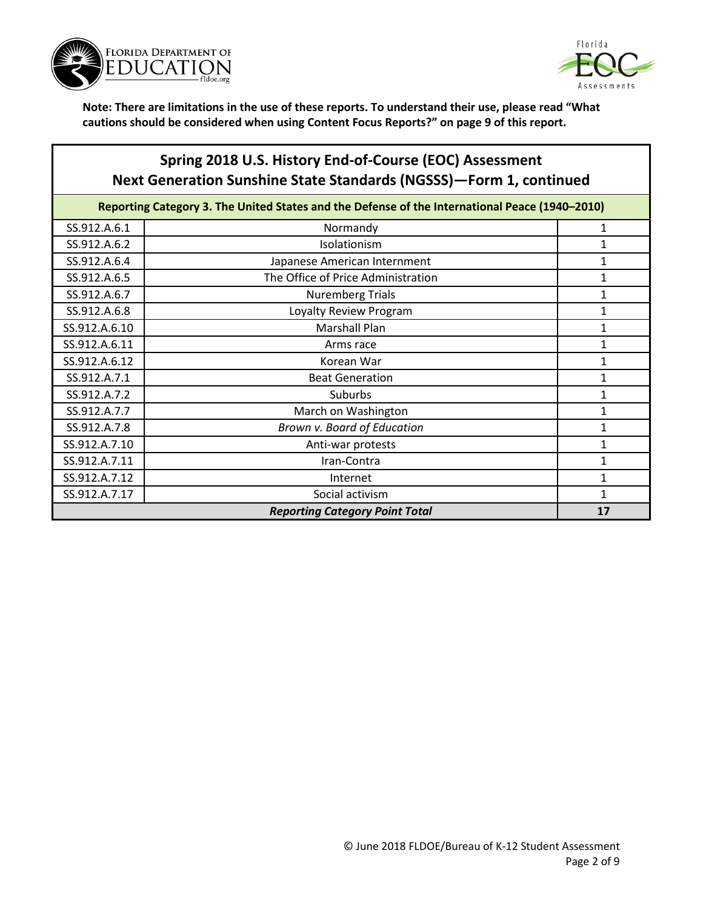**Note: There are limitations in the use of these reports. To understand their use, please read "What cautions should be considered when using Content Focus Reports?" on page 9 of this report.**

## Spring 2018 U.S. History End-of-Course (EOC) Assessment Next Generation Sunshine State Standards (NGSSS)—Form 1, continued

| Reporting Category 3. The United States and the Defense of the International Peace (1940–2010) | | |
|---|---|---|
| SS.912.A.6.1 | Normandy | 1 |
| SS.912.A.6.2 | Isolationism | 1 |
| SS.912.A.6.4 | Japanese American Internment | 1 |
| SS.912.A.6.5 | The Office of Price Administration | 1 |
| SS.912.A.6.7 | Nuremberg Trials | 1 |
| SS.912.A.6.8 | Loyalty Review Program | 1 |
| SS.912.A.6.10 | Marshall Plan | 1 |
| SS.912.A.6.11 | Arms race | 1 |
| SS.912.A.6.12 | Korean War | 1 |
| SS.912.A.7.1 | Beat Generation | 1 |
| SS.912.A.7.2 | Suburbs | 1 |
| SS.912.A.7.7 | March on Washington | 1 |
| SS.912.A.7.8 | *Brown v. Board of Education* | 1 |
| SS.912.A.7.10 | Anti-war protests | 1 |
| SS.912.A.7.11 | Iran-Contra | 1 |
| SS.912.A.7.12 | Internet | 1 |
| SS.912.A.7.17 | Social activism | 1 |
| | ***Reporting Category Point Total*** | **17** |

© June 2018 FLDOE/Bureau of K-12 Student Assessment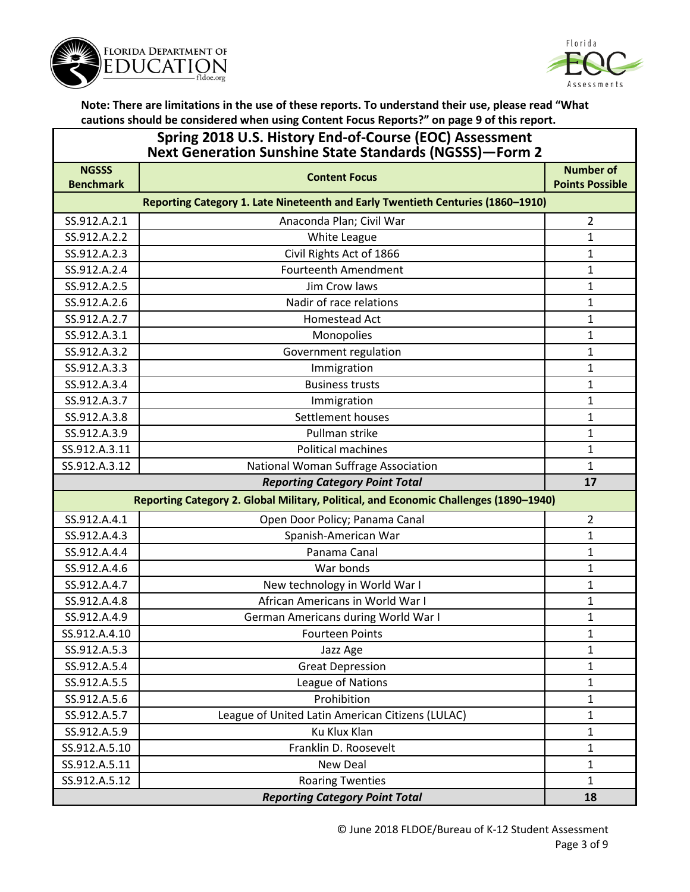**Note: There are limitations in the use of these reports. To understand their use, please read "What cautions should be considered when using Content Focus Reports?" on page 9 of this report.**

## Spring 2018 U.S. History End-of-Course (EOC) Assessment Next Generation Sunshine State Standards (NGSSS)—Form 2

| NGSSS Benchmark | Content Focus | Number of Points Possible |
|---|---|---|
| **Reporting Category 1. Late Nineteenth and Early Twentieth Centuries (1860–1910)** | | |
| SS.912.A.2.1 | Anaconda Plan; Civil War | 2 |
| SS.912.A.2.2 | White League | 1 |
| SS.912.A.2.3 | Civil Rights Act of 1866 | 1 |
| SS.912.A.2.4 | Fourteenth Amendment | 1 |
| SS.912.A.2.5 | Jim Crow laws | 1 |
| SS.912.A.2.6 | Nadir of race relations | 1 |
| SS.912.A.2.7 | Homestead Act | 1 |
| SS.912.A.3.1 | Monopolies | 1 |
| SS.912.A.3.2 | Government regulation | 1 |
| SS.912.A.3.3 | Immigration | 1 |
| SS.912.A.3.4 | Business trusts | 1 |
| SS.912.A.3.7 | Immigration | 1 |
| SS.912.A.3.8 | Settlement houses | 1 |
| SS.912.A.3.9 | Pullman strike | 1 |
| SS.912.A.3.11 | Political machines | 1 |
| SS.912.A.3.12 | National Woman Suffrage Association | 1 |
| | ***Reporting Category Point Total*** | **17** |
| **Reporting Category 2. Global Military, Political, and Economic Challenges (1890–1940)** | | |
| SS.912.A.4.1 | Open Door Policy; Panama Canal | 2 |
| SS.912.A.4.3 | Spanish-American War | 1 |
| SS.912.A.4.4 | Panama Canal | 1 |
| SS.912.A.4.6 | War bonds | 1 |
| SS.912.A.4.7 | New technology in World War I | 1 |
| SS.912.A.4.8 | African Americans in World War I | 1 |
| SS.912.A.4.9 | German Americans during World War I | 1 |
| SS.912.A.4.10 | Fourteen Points | 1 |
| SS.912.A.5.3 | Jazz Age | 1 |
| SS.912.A.5.4 | Great Depression | 1 |
| SS.912.A.5.5 | League of Nations | 1 |
| SS.912.A.5.6 | Prohibition | 1 |
| SS.912.A.5.7 | League of United Latin American Citizens (LULAC) | 1 |
| SS.912.A.5.9 | Ku Klux Klan | 1 |
| SS.912.A.5.10 | Franklin D. Roosevelt | 1 |
| SS.912.A.5.11 | New Deal | 1 |
| SS.912.A.5.12 | Roaring Twenties | 1 |
| | ***Reporting Category Point Total*** | **18** |

© June 2018 FLDOE/Bureau of K-12 Student Assessment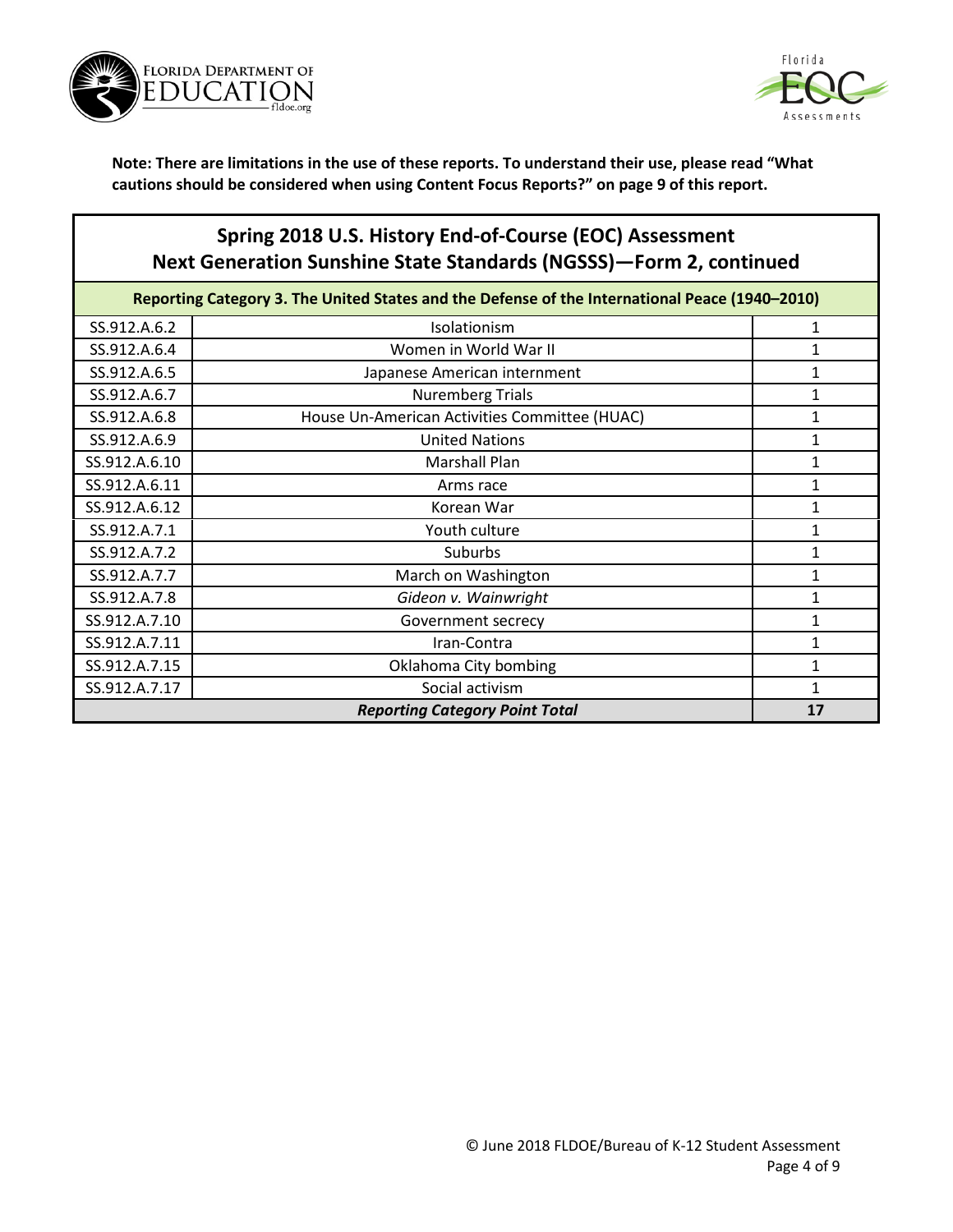**Note: There are limitations in the use of these reports. To understand their use, please read "What cautions should be considered when using Content Focus Reports?" on page 9 of this report.**

## Spring 2018 U.S. History End-of-Course (EOC) Assessment Next Generation Sunshine State Standards (NGSSS)—Form 2, continued

| Reporting Category 3. The United States and the Defense of the International Peace (1940–2010) | | |
|---|---|---|
| SS.912.A.6.2 | Isolationism | 1 |
| SS.912.A.6.4 | Women in World War II | 1 |
| SS.912.A.6.5 | Japanese American internment | 1 |
| SS.912.A.6.7 | Nuremberg Trials | 1 |
| SS.912.A.6.8 | House Un-American Activities Committee (HUAC) | 1 |
| SS.912.A.6.9 | United Nations | 1 |
| SS.912.A.6.10 | Marshall Plan | 1 |
| SS.912.A.6.11 | Arms race | 1 |
| SS.912.A.6.12 | Korean War | 1 |
| SS.912.A.7.1 | Youth culture | 1 |
| SS.912.A.7.2 | Suburbs | 1 |
| SS.912.A.7.7 | March on Washington | 1 |
| SS.912.A.7.8 | *Gideon v. Wainwright* | 1 |
| SS.912.A.7.10 | Government secrecy | 1 |
| SS.912.A.7.11 | Iran-Contra | 1 |
| SS.912.A.7.15 | Oklahoma City bombing | 1 |
| SS.912.A.7.17 | Social activism | 1 |
| ***Reporting Category Point Total*** | | **17** |

© June 2018 FLDOE/Bureau of K-12 Student Assessment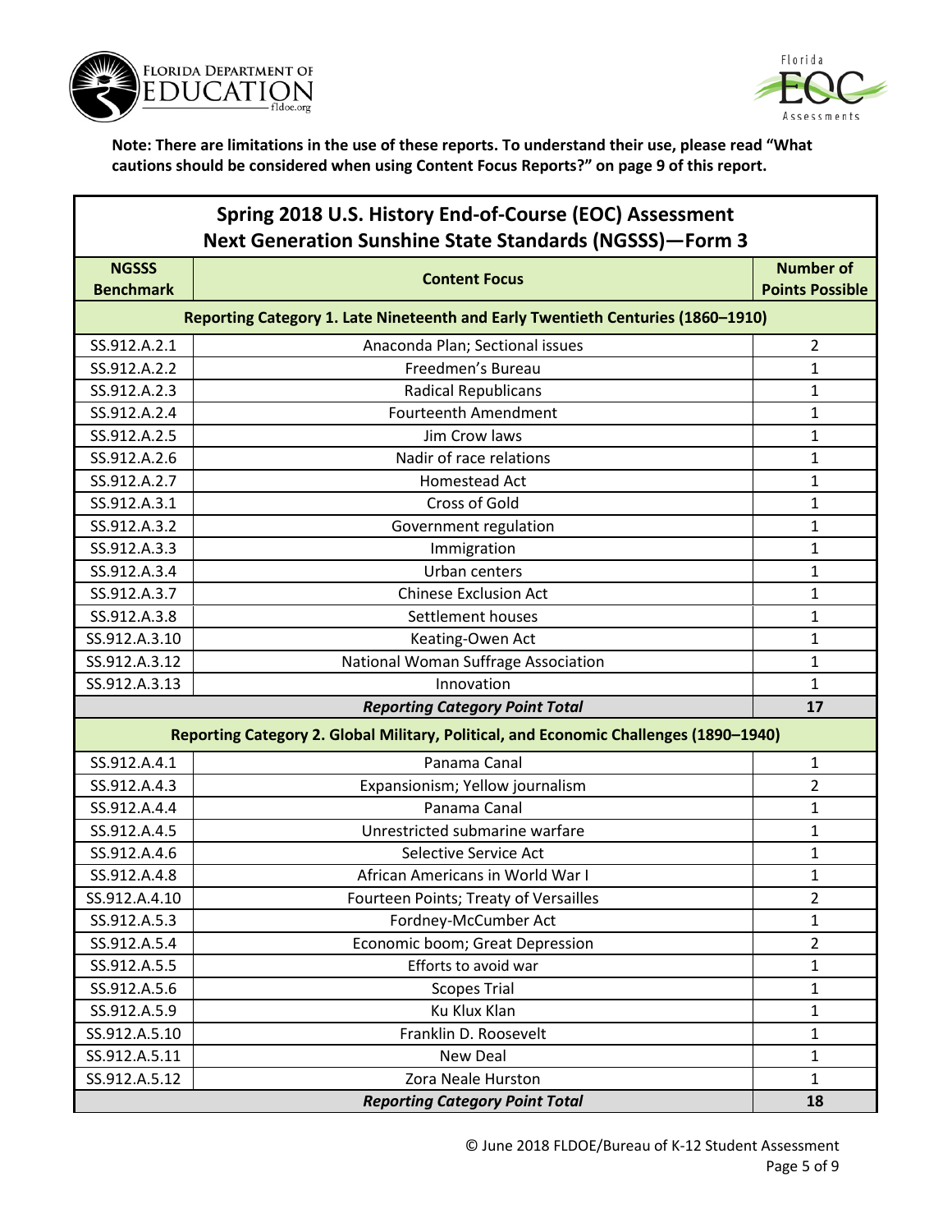**Note: There are limitations in the use of these reports. To understand their use, please read "What cautions should be considered when using Content Focus Reports?" on page 9 of this report.**

## Spring 2018 U.S. History End-of-Course (EOC) Assessment
## Next Generation Sunshine State Standards (NGSSS)—Form 3

| NGSSS Benchmark | Content Focus | Number of Points Possible |
|---|---|---|
| **Reporting Category 1. Late Nineteenth and Early Twentieth Centuries (1860–1910)** | | |
| SS.912.A.2.1 | Anaconda Plan; Sectional issues | 2 |
| SS.912.A.2.2 | Freedmen's Bureau | 1 |
| SS.912.A.2.3 | Radical Republicans | 1 |
| SS.912.A.2.4 | Fourteenth Amendment | 1 |
| SS.912.A.2.5 | Jim Crow laws | 1 |
| SS.912.A.2.6 | Nadir of race relations | 1 |
| SS.912.A.2.7 | Homestead Act | 1 |
| SS.912.A.3.1 | Cross of Gold | 1 |
| SS.912.A.3.2 | Government regulation | 1 |
| SS.912.A.3.3 | Immigration | 1 |
| SS.912.A.3.4 | Urban centers | 1 |
| SS.912.A.3.7 | Chinese Exclusion Act | 1 |
| SS.912.A.3.8 | Settlement houses | 1 |
| SS.912.A.3.10 | Keating-Owen Act | 1 |
| SS.912.A.3.12 | National Woman Suffrage Association | 1 |
| SS.912.A.3.13 | Innovation | 1 |
| | ***Reporting Category Point Total*** | **17** |
| **Reporting Category 2. Global Military, Political, and Economic Challenges (1890–1940)** | | |
| SS.912.A.4.1 | Panama Canal | 1 |
| SS.912.A.4.3 | Expansionism; Yellow journalism | 2 |
| SS.912.A.4.4 | Panama Canal | 1 |
| SS.912.A.4.5 | Unrestricted submarine warfare | 1 |
| SS.912.A.4.6 | Selective Service Act | 1 |
| SS.912.A.4.8 | African Americans in World War I | 1 |
| SS.912.A.4.10 | Fourteen Points; Treaty of Versailles | 2 |
| SS.912.A.5.3 | Fordney-McCumber Act | 1 |
| SS.912.A.5.4 | Economic boom; Great Depression | 2 |
| SS.912.A.5.5 | Efforts to avoid war | 1 |
| SS.912.A.5.6 | Scopes Trial | 1 |
| SS.912.A.5.9 | Ku Klux Klan | 1 |
| SS.912.A.5.10 | Franklin D. Roosevelt | 1 |
| SS.912.A.5.11 | New Deal | 1 |
| SS.912.A.5.12 | Zora Neale Hurston | 1 |
| | ***Reporting Category Point Total*** | **18** |

© June 2018 FLDOE/Bureau of K-12 Student Assessment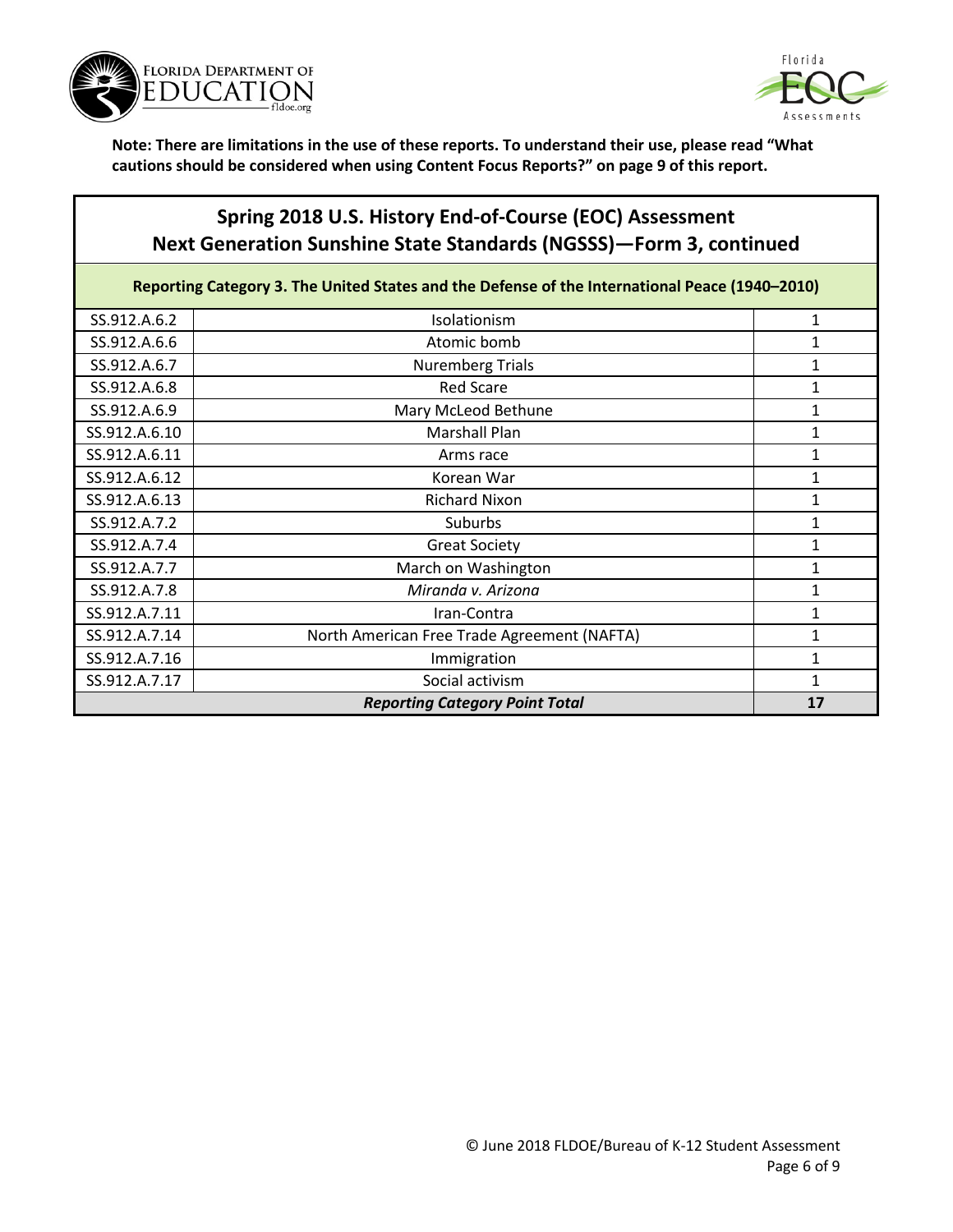**Note: There are limitations in the use of these reports. To understand their use, please read "What cautions should be considered when using Content Focus Reports?" on page 9 of this report.**

## Spring 2018 U.S. History End-of-Course (EOC) Assessment
## Next Generation Sunshine State Standards (NGSSS)—Form 3, continued

| Reporting Category 3. The United States and the Defense of the International Peace (1940–2010) | | |
|---|---|---|
| SS.912.A.6.2 | Isolationism | 1 |
| SS.912.A.6.6 | Atomic bomb | 1 |
| SS.912.A.6.7 | Nuremberg Trials | 1 |
| SS.912.A.6.8 | Red Scare | 1 |
| SS.912.A.6.9 | Mary McLeod Bethune | 1 |
| SS.912.A.6.10 | Marshall Plan | 1 |
| SS.912.A.6.11 | Arms race | 1 |
| SS.912.A.6.12 | Korean War | 1 |
| SS.912.A.6.13 | Richard Nixon | 1 |
| SS.912.A.7.2 | Suburbs | 1 |
| SS.912.A.7.4 | Great Society | 1 |
| SS.912.A.7.7 | March on Washington | 1 |
| SS.912.A.7.8 | *Miranda v. Arizona* | 1 |
| SS.912.A.7.11 | Iran-Contra | 1 |
| SS.912.A.7.14 | North American Free Trade Agreement (NAFTA) | 1 |
| SS.912.A.7.16 | Immigration | 1 |
| SS.912.A.7.17 | Social activism | 1 |
| ***Reporting Category Point Total*** | | **17** |

© June 2018 FLDOE/Bureau of K-12 Student Assessment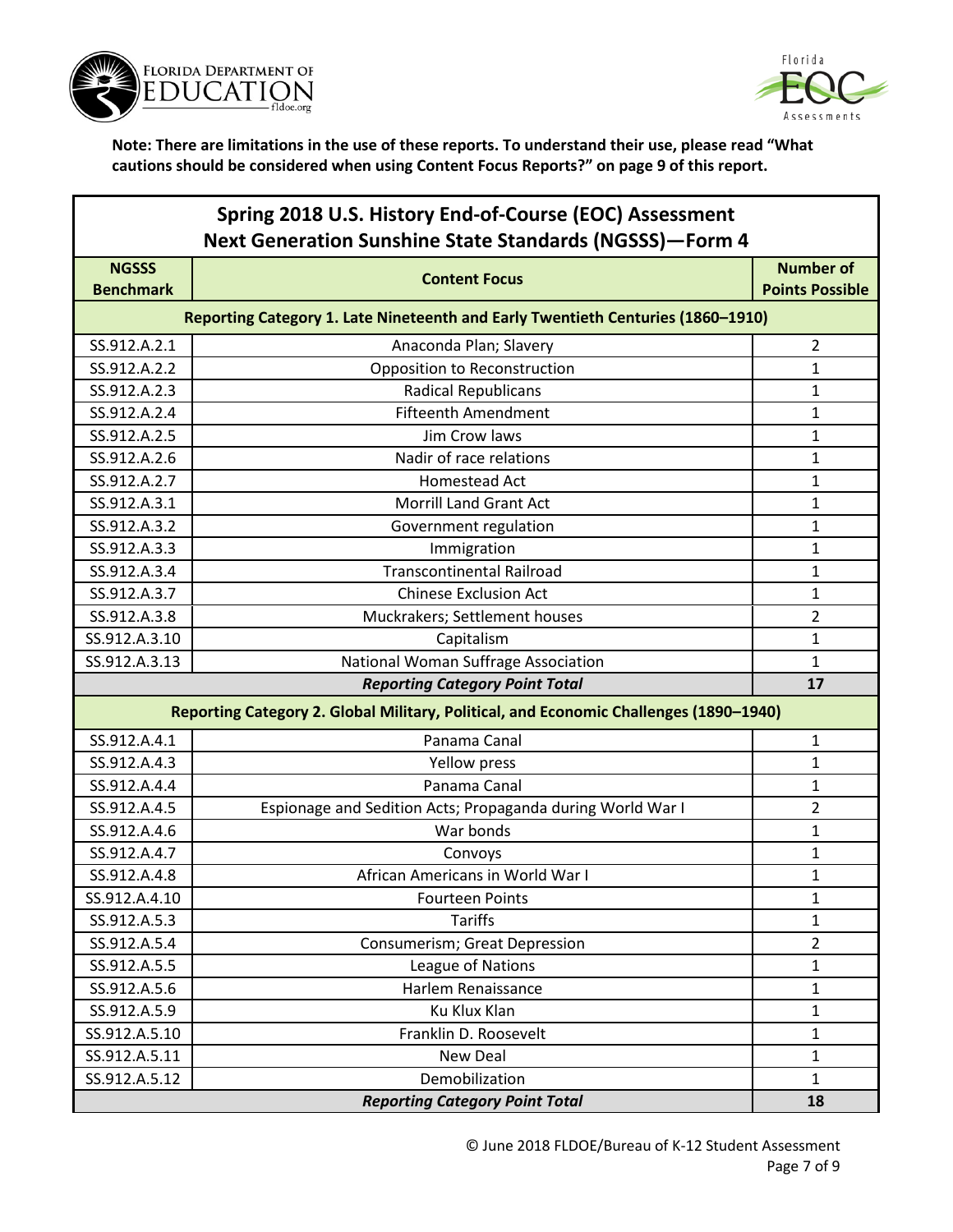**Note: There are limitations in the use of these reports. To understand their use, please read "What cautions should be considered when using Content Focus Reports?" on page 9 of this report.**

## Spring 2018 U.S. History End-of-Course (EOC) Assessment Next Generation Sunshine State Standards (NGSSS)—Form 4

| NGSSS Benchmark | Content Focus | Number of Points Possible |
|---|---|---|
| **Reporting Category 1. Late Nineteenth and Early Twentieth Centuries (1860–1910)** | | |
| SS.912.A.2.1 | Anaconda Plan; Slavery | 2 |
| SS.912.A.2.2 | Opposition to Reconstruction | 1 |
| SS.912.A.2.3 | Radical Republicans | 1 |
| SS.912.A.2.4 | Fifteenth Amendment | 1 |
| SS.912.A.2.5 | Jim Crow laws | 1 |
| SS.912.A.2.6 | Nadir of race relations | 1 |
| SS.912.A.2.7 | Homestead Act | 1 |
| SS.912.A.3.1 | Morrill Land Grant Act | 1 |
| SS.912.A.3.2 | Government regulation | 1 |
| SS.912.A.3.3 | Immigration | 1 |
| SS.912.A.3.4 | Transcontinental Railroad | 1 |
| SS.912.A.3.7 | Chinese Exclusion Act | 1 |
| SS.912.A.3.8 | Muckrakers; Settlement houses | 2 |
| SS.912.A.3.10 | Capitalism | 1 |
| SS.912.A.3.13 | National Woman Suffrage Association | 1 |
| ***Reporting Category Point Total*** | | **17** |
| **Reporting Category 2. Global Military, Political, and Economic Challenges (1890–1940)** | | |
| SS.912.A.4.1 | Panama Canal | 1 |
| SS.912.A.4.3 | Yellow press | 1 |
| SS.912.A.4.4 | Panama Canal | 1 |
| SS.912.A.4.5 | Espionage and Sedition Acts; Propaganda during World War I | 2 |
| SS.912.A.4.6 | War bonds | 1 |
| SS.912.A.4.7 | Convoys | 1 |
| SS.912.A.4.8 | African Americans in World War I | 1 |
| SS.912.A.4.10 | Fourteen Points | 1 |
| SS.912.A.5.3 | Tariffs | 1 |
| SS.912.A.5.4 | Consumerism; Great Depression | 2 |
| SS.912.A.5.5 | League of Nations | 1 |
| SS.912.A.5.6 | Harlem Renaissance | 1 |
| SS.912.A.5.9 | Ku Klux Klan | 1 |
| SS.912.A.5.10 | Franklin D. Roosevelt | 1 |
| SS.912.A.5.11 | New Deal | 1 |
| SS.912.A.5.12 | Demobilization | 1 |
| ***Reporting Category Point Total*** | | **18** |

© June 2018 FLDOE/Bureau of K-12 Student Assessment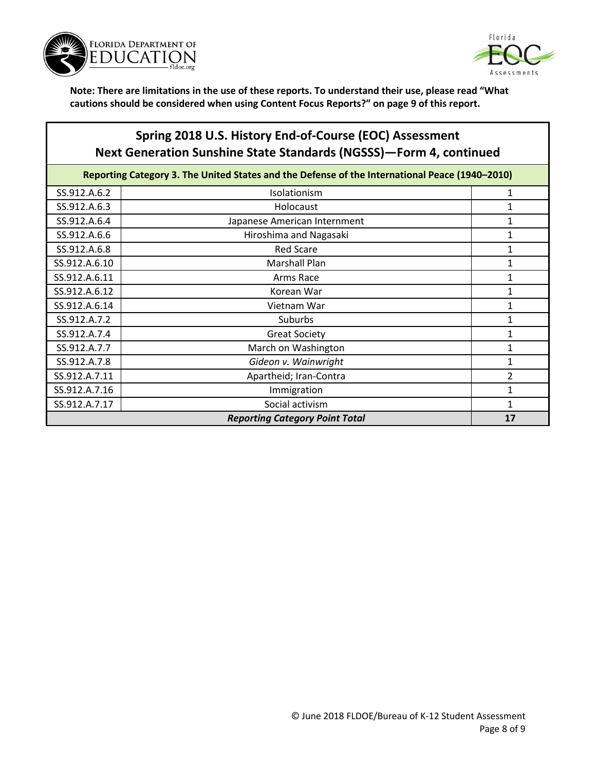**Note: There are limitations in the use of these reports. To understand their use, please read "What cautions should be considered when using Content Focus Reports?" on page 9 of this report.**

## Spring 2018 U.S. History End-of-Course (EOC) Assessment Next Generation Sunshine State Standards (NGSSS)—Form 4, continued

| Reporting Category 3. The United States and the Defense of the International Peace (1940–2010) | | |
|---|---|---|
| SS.912.A.6.2 | Isolationism | 1 |
| SS.912.A.6.3 | Holocaust | 1 |
| SS.912.A.6.4 | Japanese American Internment | 1 |
| SS.912.A.6.6 | Hiroshima and Nagasaki | 1 |
| SS.912.A.6.8 | Red Scare | 1 |
| SS.912.A.6.10 | Marshall Plan | 1 |
| SS.912.A.6.11 | Arms Race | 1 |
| SS.912.A.6.12 | Korean War | 1 |
| SS.912.A.6.14 | Vietnam War | 1 |
| SS.912.A.7.2 | Suburbs | 1 |
| SS.912.A.7.4 | Great Society | 1 |
| SS.912.A.7.7 | March on Washington | 1 |
| SS.912.A.7.8 | *Gideon v. Wainwright* | 1 |
| SS.912.A.7.11 | Apartheid; Iran-Contra | 2 |
| SS.912.A.7.16 | Immigration | 1 |
| SS.912.A.7.17 | Social activism | 1 |
| ***Reporting Category Point Total*** | | **17** |

© June 2018 FLDOE/Bureau of K-12 Student Assessment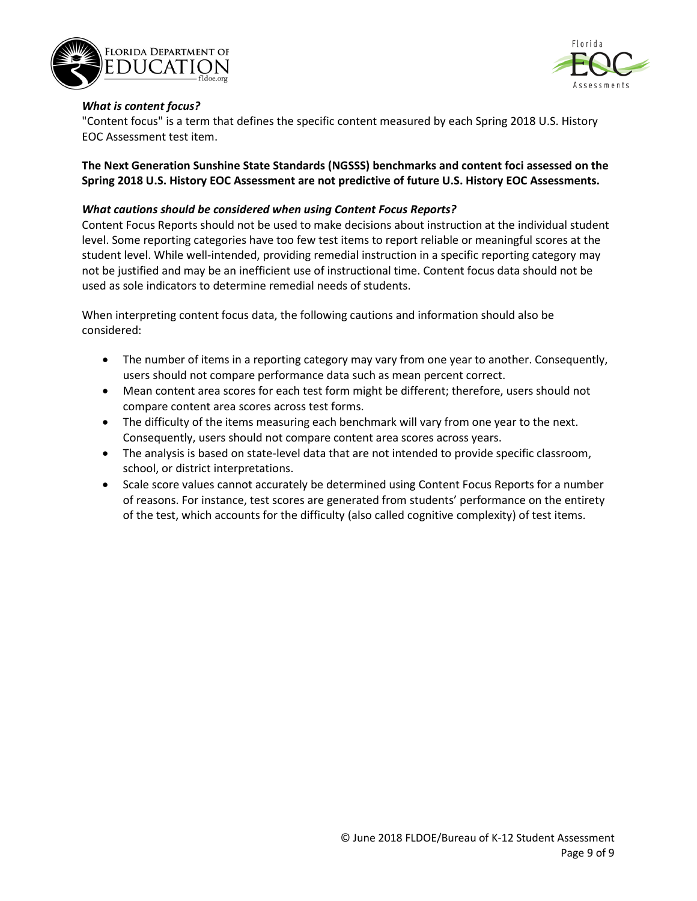### *What is content focus?*

"Content focus" is a term that defines the specific content measured by each Spring 2018 U.S. History EOC Assessment test item.

**The Next Generation Sunshine State Standards (NGSSS) benchmarks and content foci assessed on the Spring 2018 U.S. History EOC Assessment are not predictive of future U.S. History EOC Assessments.**

### *What cautions should be considered when using Content Focus Reports?*

Content Focus Reports should not be used to make decisions about instruction at the individual student level. Some reporting categories have too few test items to report reliable or meaningful scores at the student level. While well-intended, providing remedial instruction in a specific reporting category may not be justified and may be an inefficient use of instructional time. Content focus data should not be used as sole indicators to determine remedial needs of students.

When interpreting content focus data, the following cautions and information should also be considered:

- The number of items in a reporting category may vary from one year to another. Consequently, users should not compare performance data such as mean percent correct.
- Mean content area scores for each test form might be different; therefore, users should not compare content area scores across test forms.
- The difficulty of the items measuring each benchmark will vary from one year to the next. Consequently, users should not compare content area scores across years.
- The analysis is based on state-level data that are not intended to provide specific classroom, school, or district interpretations.
- Scale score values cannot accurately be determined using Content Focus Reports for a number of reasons. For instance, test scores are generated from students' performance on the entirety of the test, which accounts for the difficulty (also called cognitive complexity) of test items.